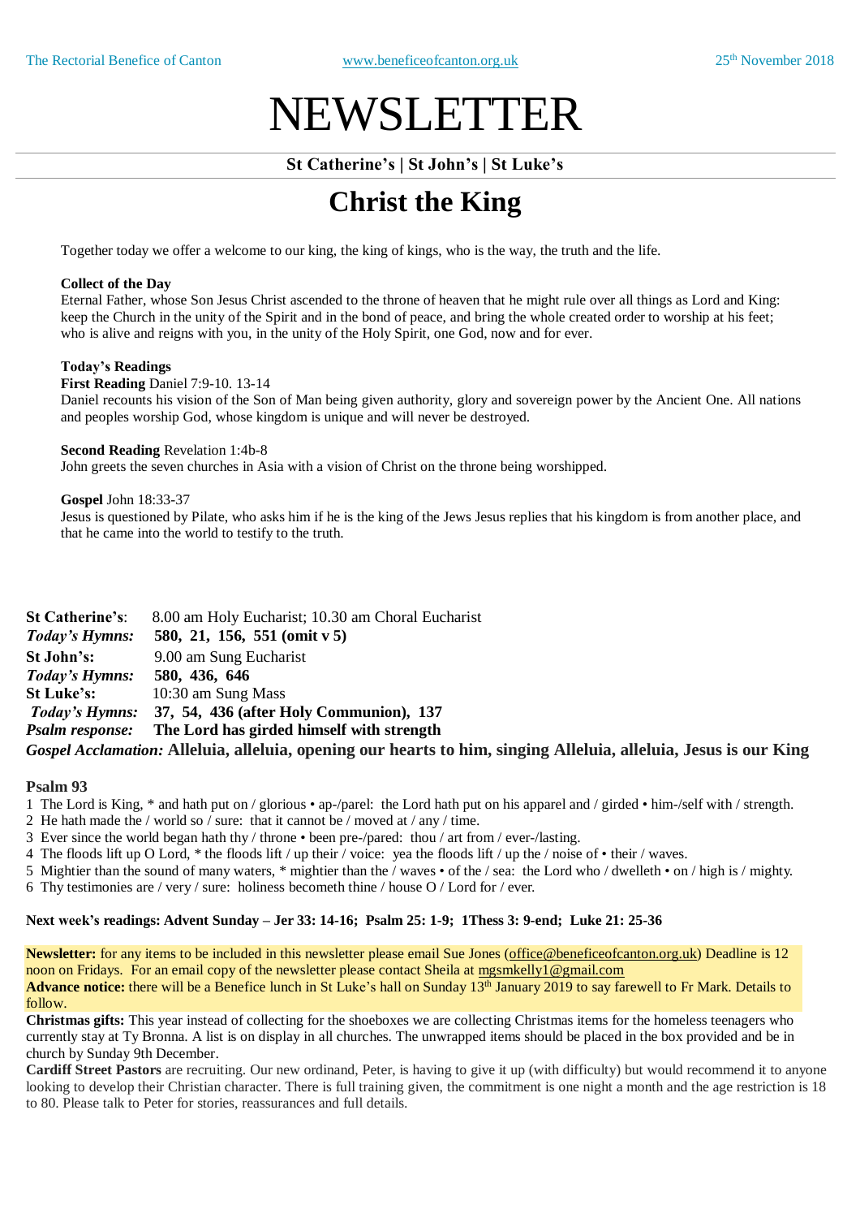# NEWSLETTER

**St Catherine's | St John's | St Luke's**

## Christ the King

Together today we offer a welcome to our king, the king of kings, who is the way, the truth and the life.

**Collect of the Day**
Eternal Father, whose Son Jesus Christ ascended to the throne of heaven that he might rule over all things as Lord and King: keep the Church in the unity of the Spirit and in the bond of peace, and bring the whole created order to worship at his feet; who is alive and reigns with you, in the unity of the Holy Spirit, one God, now and for ever.

**Today's Readings**
**First Reading** Daniel 7:9-10. 13-14
Daniel recounts his vision of the Son of Man being given authority, glory and sovereign power by the Ancient One. All nations and peoples worship God, whose kingdom is unique and will never be destroyed.

**Second Reading** Revelation 1:4b-8
John greets the seven churches in Asia with a vision of Christ on the throne being worshipped.

**Gospel** John 18:33-37
Jesus is questioned by Pilate, who asks him if he is the king of the Jews Jesus replies that his kingdom is from another place, and that he came into the world to testify to the truth.

**St Catherine's**: 8.00 am Holy Eucharist; 10.30 am Choral Eucharist
***Today's Hymns:*** **580, 21, 156, 551 (omit v 5)**
**St John's:** 9.00 am Sung Eucharist
***Today's Hymns:*** **580, 436, 646**
**St Luke's:** 10:30 am Sung Mass
***Today's Hymns:*** **37, 54, 436 (after Holy Communion), 137**
***Psalm response:*** **The Lord has girded himself with strength**
***Gospel Acclamation:*** **Alleluia, alleluia, opening our hearts to him, singing Alleluia, alleluia, Jesus is our King**

**Psalm 93**
1 The Lord is King, * and hath put on / glorious • ap-/parel: the Lord hath put on his apparel and / girded • him-/self with / strength.
2 He hath made the / world so / sure: that it cannot be / moved at / any / time.
3 Ever since the world began hath thy / throne • been pre-/pared: thou / art from / ever-/lasting.
4 The floods lift up O Lord, * the floods lift / up their / voice: yea the floods lift / up the / noise of • their / waves.
5 Mightier than the sound of many waters, * mightier than the / waves • of the / sea: the Lord who / dwelleth • on / high is / mighty.
6 Thy testimonies are / very / sure: holiness becometh thine / house O / Lord for / ever.

**Next week's readings: Advent Sunday – Jer 33: 14-16; Psalm 25: 1-9; 1Thess 3: 9-end; Luke 21: 25-36**

**Newsletter:** for any items to be included in this newsletter please email Sue Jones (office@beneficeofcanton.org.uk) Deadline is 12 noon on Fridays. For an email copy of the newsletter please contact Sheila at mgsmkelly1@gmail.com
**Advance notice:** there will be a Benefice lunch in St Luke's hall on Sunday 13th January 2019 to say farewell to Fr Mark. Details to follow.
**Christmas gifts:** This year instead of collecting for the shoeboxes we are collecting Christmas items for the homeless teenagers who currently stay at Ty Bronna. A list is on display in all churches. The unwrapped items should be placed in the box provided and be in church by Sunday 9th December.
**Cardiff Street Pastors** are recruiting. Our new ordinand, Peter, is having to give it up (with difficulty) but would recommend it to anyone looking to develop their Christian character. There is full training given, the commitment is one night a month and the age restriction is 18 to 80. Please talk to Peter for stories, reassurances and full details.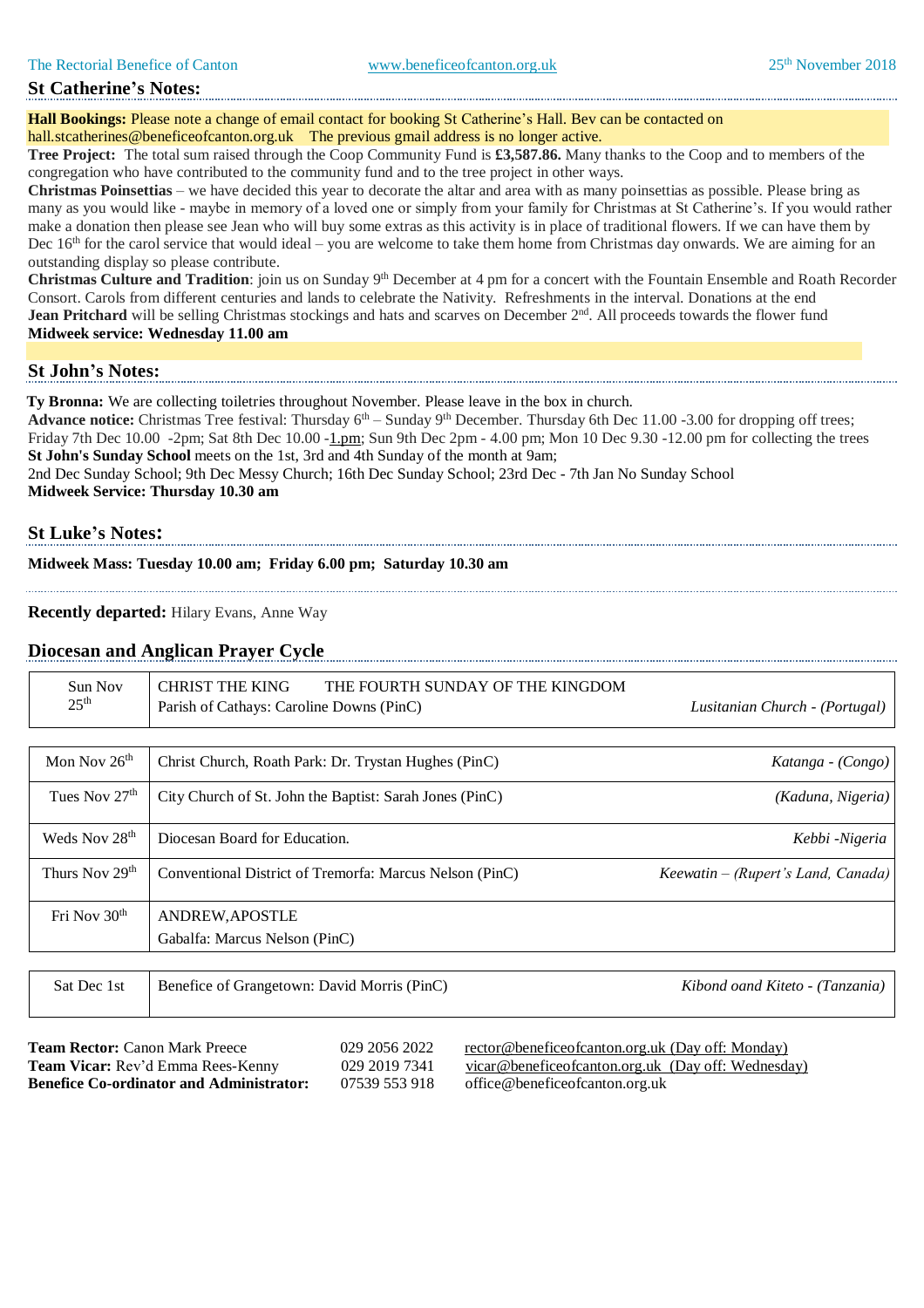## St Catherine's Notes:

**Hall Bookings:** Please note a change of email contact for booking St Catherine's Hall. Bev can be contacted on hall.stcatherines@beneficeofcanton.org.uk The previous gmail address is no longer active.

**Tree Project:** The total sum raised through the Coop Community Fund is **£3,587.86.** Many thanks to the Coop and to members of the congregation who have contributed to the community fund and to the tree project in other ways.

**Christmas Poinsettias** – we have decided this year to decorate the altar and area with as many poinsettias as possible. Please bring as many as you would like - maybe in memory of a loved one or simply from your family for Christmas at St Catherine's. If you would rather make a donation then please see Jean who will buy some extras as this activity is in place of traditional flowers. If we can have them by Dec 16th for the carol service that would ideal – you are welcome to take them home from Christmas day onwards. We are aiming for an outstanding display so please contribute.

**Christmas Culture and Tradition**: join us on Sunday 9th December at 4 pm for a concert with the Fountain Ensemble and Roath Recorder Consort. Carols from different centuries and lands to celebrate the Nativity. Refreshments in the interval. Donations at the end

**Jean Pritchard** will be selling Christmas stockings and hats and scarves on December 2nd. All proceeds towards the flower fund

**Midweek service: Wednesday 11.00 am**

## St John's Notes:

**Ty Bronna:** We are collecting toiletries throughout November. Please leave in the box in church.

**Advance notice:** Christmas Tree festival: Thursday 6th – Sunday 9th December. Thursday 6th Dec 11.00 -3.00 for dropping off trees; Friday 7th Dec 10.00 -2pm; Sat 8th Dec 10.00 -1.pm; Sun 9th Dec 2pm - 4.00 pm; Mon 10 Dec 9.30 -12.00 pm for collecting the trees

**St John's Sunday School** meets on the 1st, 3rd and 4th Sunday of the month at 9am;

2nd Dec Sunday School; 9th Dec Messy Church; 16th Dec Sunday School; 23rd Dec - 7th Jan No Sunday School

**Midweek Service: Thursday 10.30 am**

## St Luke's Notes:

**Midweek Mass: Tuesday 10.00 am; Friday 6.00 pm; Saturday 10.30 am**

**Recently departed:** Hilary Evans, Anne Way

## Diocesan and Anglican Prayer Cycle

| | | |
|---|---|---|
| Sun Nov 25th | CHRIST THE KING THE FOURTH SUNDAY OF THE KINGDOM<br>Parish of Cathays: Caroline Downs (PinC) | *Lusitanian Church - (Portugal)* |
| Mon Nov 26th | Christ Church, Roath Park: Dr. Trystan Hughes (PinC) | *Katanga - (Congo)* |
| Tues Nov 27th | City Church of St. John the Baptist: Sarah Jones (PinC) | *(Kaduna, Nigeria)* |
| Weds Nov 28th | Diocesan Board for Education. | *Kebbi -Nigeria* |
| Thurs Nov 29th | Conventional District of Tremorfa: Marcus Nelson (PinC) | *Keewatin – (Rupert's Land, Canada)* |
| Fri Nov 30th | ANDREW,APOSTLE<br>Gabalfa: Marcus Nelson (PinC) | |
| Sat Dec 1st | Benefice of Grangetown: David Morris (PinC) | *Kibond oand Kiteto - (Tanzania)* |

| | | |
|---|---|---|
| **Team Rector:** Canon Mark Preece | 029 2056 2022 | rector@beneficeofcanton.org.uk (Day off: Monday) |
| **Team Vicar:** Rev'd Emma Rees-Kenny | 029 2019 7341 | vicar@beneficeofcanton.org.uk (Day off: Wednesday) |
| **Benefice Co-ordinator and Administrator:** | 07539 553 918 | office@beneficeofcanton.org.uk |